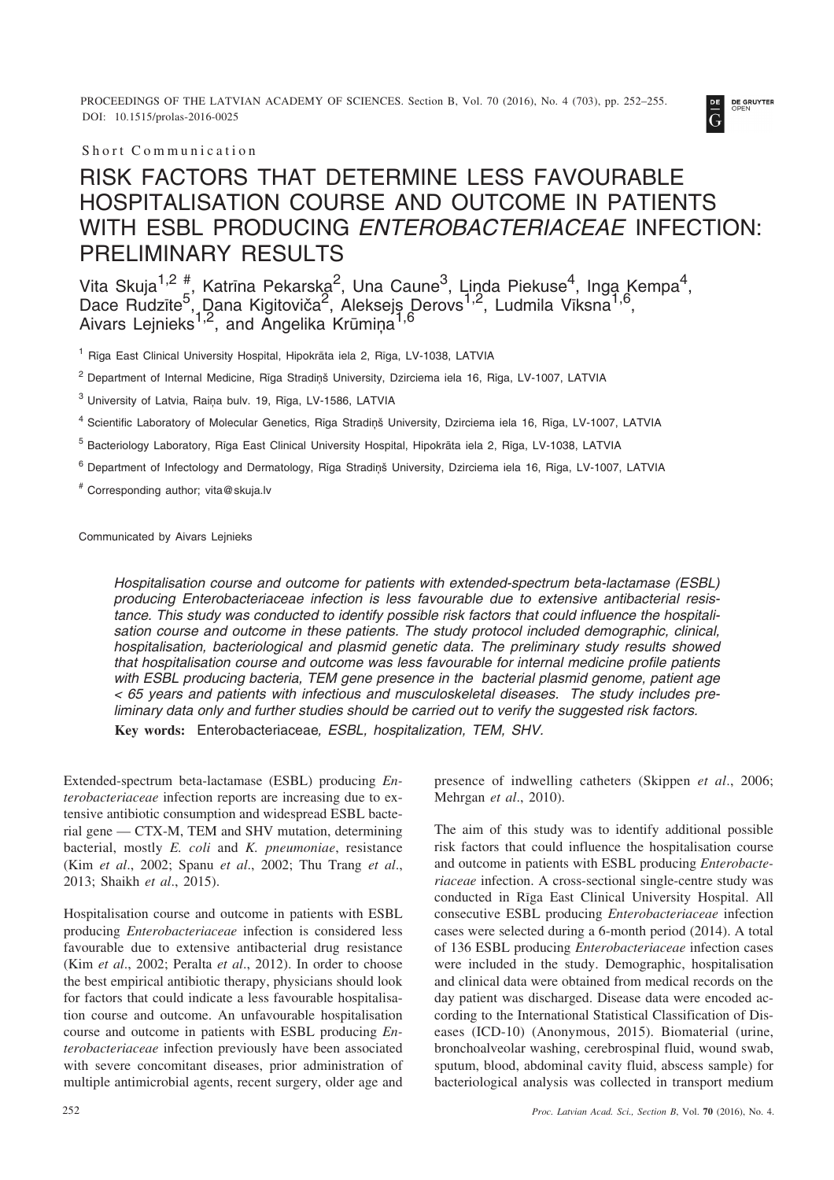Short Communication

# RISK FACTORS THAT DETERMINE LESS FAVOURABLE HOSPITALISATION COURSE AND OUTCOME IN PATIENTS WITH ESBL PRODUCING *ENTEROBACTERIACEAE* INFECTION: PRELIMINARY RESULTS

Vita Skuja[1,2 #], Katrīna Pekarska[2], Una Caune[3], Linda Piekuse[4], Inga Kempa[4], Dace Rudzīte[5], Dana Kigitoviča[2], Aleksejs Derovs[1,2], Ludmila Vīksna[1,6], Aivars Lejnieks[1,2], and Angelika Krūmiņa[1,6]

[1] Rīga East Clinical University Hospital, Hipokrāta iela 2, Rīga, LV-1038, LATVIA

[2] Department of Internal Medicine, Rīga Stradiņš University, Dzirciema iela 16, Rīga, LV-1007, LATVIA

[3] University of Latvia, Raiņa bulv. 19, Rīga, LV-1586, LATVIA

[4] Scientific Laboratory of Molecular Genetics, Rīga Stradiņš University, Dzirciema iela 16, Rīga, LV-1007, LATVIA

[5] Bacteriology Laboratory, Rīga East Clinical University Hospital, Hipokrāta iela 2, Rīga, LV-1038, LATVIA

[6] Department of Infectology and Dermatology, Rīga Stradiņš University, Dzirciema iela 16, Rīga, LV-1007, LATVIA

[#] Corresponding author; vita@skuja.lv

Communicated by Aivars Lejnieks

*Hospitalisation course and outcome for patients with extended-spectrum beta-lactamase (ESBL) producing Enterobacteriaceae infection is less favourable due to extensive antibacterial resistance. This study was conducted to identify possible risk factors that could influence the hospitalisation course and outcome in these patients. The study protocol included demographic, clinical, hospitalisation, bacteriological and plasmid genetic data. The preliminary study results showed that hospitalisation course and outcome was less favourable for internal medicine profile patients with ESBL producing bacteria, TEM gene presence in the bacterial plasmid genome, patient age < 65 years and patients with infectious and musculoskeletal diseases. The study includes preliminary data only and further studies should be carried out to verify the suggested risk factors.*

**Key words:** Enterobacteriaceae*, ESBL, hospitalization, TEM, SHV*.

Extended-spectrum beta-lactamase (ESBL) producing *Enterobacteriaceae* infection reports are increasing due to extensive antibiotic consumption and widespread ESBL bacterial gene — CTX-M, TEM and SHV mutation, determining bacterial, mostly *E. coli* and *K. pneumoniae*, resistance (Kim *et al*., 2002; Spanu *et al*., 2002; Thu Trang *et al*., 2013; Shaikh *et al*., 2015).

Hospitalisation course and outcome in patients with ESBL producing *Enterobacteriaceae* infection is considered less favourable due to extensive antibacterial drug resistance (Kim *et al*., 2002; Peralta *et al*., 2012). In order to choose the best empirical antibiotic therapy, physicians should look for factors that could indicate a less favourable hospitalisation course and outcome. An unfavourable hospitalisation course and outcome in patients with ESBL producing *Enterobacteriaceae* infection previously have been associated with severe concomitant diseases, prior administration of multiple antimicrobial agents, recent surgery, older age and presence of indwelling catheters (Skippen *et al*., 2006; Mehrgan *et al*., 2010).

The aim of this study was to identify additional possible risk factors that could influence the hospitalisation course and outcome in patients with ESBL producing *Enterobacteriaceae* infection. A cross-sectional single-centre study was conducted in Rīga East Clinical University Hospital. All consecutive ESBL producing *Enterobacteriaceae* infection cases were selected during a 6-month period (2014). A total of 136 ESBL producing *Enterobacteriaceae* infection cases were included in the study. Demographic, hospitalisation and clinical data were obtained from medical records on the day patient was discharged. Disease data were encoded according to the International Statistical Classification of Diseases (ICD-10) (Anonymous, 2015). Biomaterial (urine, bronchoalveolar washing, cerebrospinal fluid, wound swab, sputum, blood, abdominal cavity fluid, abscess sample) for bacteriological analysis was collected in transport medium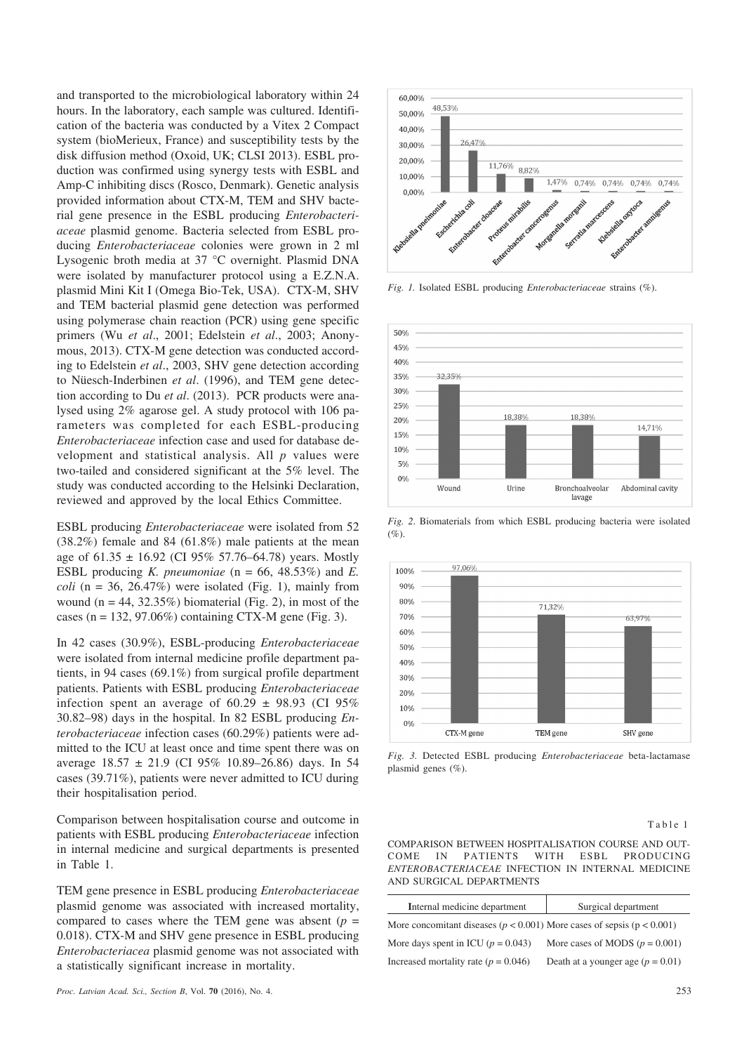and transported to the microbiological laboratory within 24 hours. In the laboratory, each sample was cultured. Identification of the bacteria was conducted by a Vitex 2 Compact system (bioMerieux, France) and susceptibility tests by the disk diffusion method (Oxoid, UK; CLSI 2013). ESBL production was confirmed using synergy tests with ESBL and Amp-C inhibiting discs (Rosco, Denmark). Genetic analysis provided information about CTX-M, TEM and SHV bacterial gene presence in the ESBL producing *Enterobacteriaceae* plasmid genome. Bacteria selected from ESBL producing *Enterobacteriaceae* colonies were grown in 2 ml Lysogenic broth media at 37 °C overnight. Plasmid DNA were isolated by manufacturer protocol using a E.Z.N.A. plasmid Mini Kit I (Omega Bio-Tek, USA). CTX-M, SHV and TEM bacterial plasmid gene detection was performed using polymerase chain reaction (PCR) using gene specific primers (Wu *et al*., 2001; Edelstein *et al*., 2003; Anonymous, 2013). CTX-M gene detection was conducted according to Edelstein *et al*., 2003, SHV gene detection according to Nüesch-Inderbinen *et al*. (1996), and TEM gene detection according to Du *et al*. (2013). PCR products were analysed using 2% agarose gel. A study protocol with 106 parameters was completed for each ESBL-producing *Enterobacteriaceae* infection case and used for database development and statistical analysis. All $p$ values were two-tailed and considered significant at the 5% level. The study was conducted according to the Helsinki Declaration, reviewed and approved by the local Ethics Committee.

ESBL producing *Enterobacteriaceae* were isolated from 52 (38.2%) female and 84 (61.8%) male patients at the mean age of 61.35 ± 16.92 (CI 95% 57.76–64.78) years. Mostly ESBL producing *K. pneumoniae* (n = 66, 48.53%) and *E. coli* (n = 36, 26.47%) were isolated (Fig. 1), mainly from wound (n = 44, 32.35%) biomaterial (Fig. 2), in most of the cases (n = 132, 97.06%) containing CTX-M gene (Fig. 3).

In 42 cases (30.9%), ESBL-producing *Enterobacteriaceae* were isolated from internal medicine profile department patients, in 94 cases (69.1%) from surgical profile department patients. Patients with ESBL producing *Enterobacteriaceae* infection spent an average of 60.29 ± 98.93 (CI 95% 30.82–98) days in the hospital. In 82 ESBL producing *Enterobacteriaceae* infection cases (60.29%) patients were admitted to the ICU at least once and time spent there was on average 18.57 ± 21.9 (CI 95% 10.89–26.86) days. In 54 cases (39.71%), patients were never admitted to ICU during their hospitalisation period.

Comparison between hospitalisation course and outcome in patients with ESBL producing *Enterobacteriaceae* infection in internal medicine and surgical departments is presented in Table 1.

TEM gene presence in ESBL producing *Enterobacteriaceae* plasmid genome was associated with increased mortality, compared to cases where the TEM gene was absent ($p$ = 0.018). CTX-M and SHV gene presence in ESBL producing *Enterobacteriacea* plasmid genome was not associated with a statistically significant increase in mortality.

*Fig. 1.* Isolated ESBL producing *Enterobacteriaceae* strains (%).

*Fig. 2.* Biomaterials from which ESBL producing bacteria were isolated (%).

*Fig. 3.* Detected ESBL producing *Enterobacteriaceae* beta-lactamase plasmid genes (%).

Table 1

COMPARISON BETWEEN HOSPITALISATION COURSE AND OUTCOME IN PATIENTS WITH ESBL PRODUCING *ENTEROBACTERIACEAE* INFECTION IN INTERNAL MEDICINE AND SURGICAL DEPARTMENTS

| Internal medicine department | Surgical department |
|---|---|
| More concomitant diseases ($p < 0.001$) | More cases of sepsis ($p < 0.001$) |
| More days spent in ICU ($p = 0.043$) | More cases of MODS ($p = 0.001$) |
| Increased mortality rate ($p = 0.046$) | Death at a younger age ($p = 0.01$) |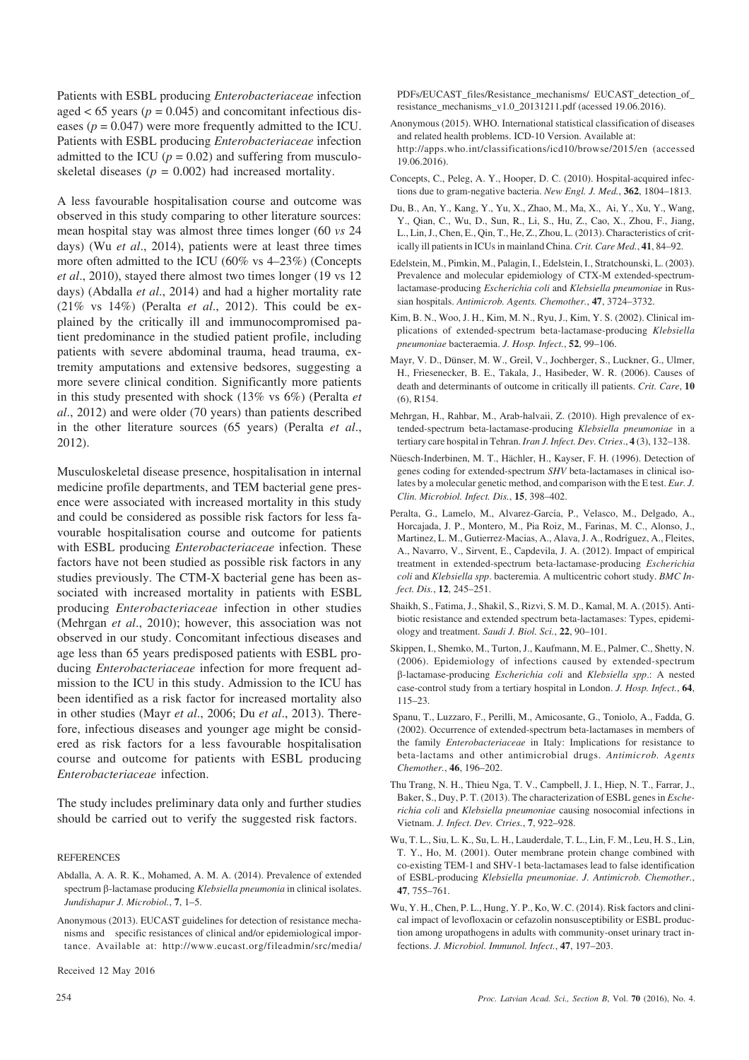Patients with ESBL producing *Enterobacteriaceae* infection aged < 65 years ($p = 0.045$) and concomitant infectious diseases ($p = 0.047$) were more frequently admitted to the ICU. Patients with ESBL producing *Enterobacteriaceae* infection admitted to the ICU ($p = 0.02$) and suffering from musculoskeletal diseases ($p = 0.002$) had increased mortality.

A less favourable hospitalisation course and outcome was observed in this study comparing to other literature sources: mean hospital stay was almost three times longer (60 *vs* 24 days) (Wu *et al*., 2014), patients were at least three times more often admitted to the ICU (60% vs 4–23%) (Concepts *et al*., 2010), stayed there almost two times longer (19 vs 12 days) (Abdalla *et al*., 2014) and had a higher mortality rate (21% vs 14%) (Peralta *et al*., 2012). This could be explained by the critically ill and immunocompromised patient predominance in the studied patient profile, including patients with severe abdominal trauma, head trauma, extremity amputations and extensive bedsores, suggesting a more severe clinical condition. Significantly more patients in this study presented with shock (13% vs 6%) (Peralta *et al*., 2012) and were older (70 years) than patients described in the other literature sources (65 years) (Peralta *et al*., 2012).

Musculoskeletal disease presence, hospitalisation in internal medicine profile departments, and TEM bacterial gene presence were associated with increased mortality in this study and could be considered as possible risk factors for less favourable hospitalisation course and outcome for patients with ESBL producing *Enterobacteriaceae* infection. These factors have not been studied as possible risk factors in any studies previously. The CTM-X bacterial gene has been associated with increased mortality in patients with ESBL producing *Enterobacteriaceae* infection in other studies (Mehrgan *et al*., 2010); however, this association was not observed in our study. Concomitant infectious diseases and age less than 65 years predisposed patients with ESBL producing *Enterobacteriaceae* infection for more frequent admission to the ICU in this study. Admission to the ICU has been identified as a risk factor for increased mortality also in other studies (Mayr *et al*., 2006; Du *et al*., 2013). Therefore, infectious diseases and younger age might be considered as risk factors for a less favourable hospitalisation course and outcome for patients with ESBL producing *Enterobacteriaceae* infection.

The study includes preliminary data only and further studies should be carried out to verify the suggested risk factors.

## REFERENCES

Abdalla, A. A. R. K., Mohamed, A. M. A. (2014). Prevalence of extended spectrum β-lactamase producing *Klebsiella pneumonia* in clinical isolates. *Jundishapur J. Microbiol.*, **7**, 1–5.

Anonymous (2013). EUCAST guidelines for detection of resistance mechanisms and specific resistances of clinical and/or epidemiological importance. Available at: http://www.eucast.org/fileadmin/src/media/PDFs/EUCAST_files/Resistance_mechanisms/ EUCAST_detection_of_resistance_mechanisms_v1.0_20131211.pdf (acessed 19.06.2016).

Anonymous (2015). WHO. International statistical classification of diseases and related health problems. ICD-10 Version. Available at: http://apps.who.int/classifications/icd10/browse/2015/en (accessed 19.06.2016).

Concepts, C., Peleg, A. Y., Hooper, D. C. (2010). Hospital-acquired infections due to gram-negative bacteria. *New Engl. J. Med.*, **362**, 1804–1813.

Du, B., An, Y., Kang, Y., Yu, X., Zhao, M., Ma, X., Ai, Y., Xu, Y., Wang, Y., Qian, C., Wu, D., Sun, R., Li, S., Hu, Z., Cao, X., Zhou, F., Jiang, L., Lin, J., Chen, E., Qin, T., He, Z., Zhou, L. (2013). Characteristics of critically ill patients in ICUs in mainland China. *Crit. Care Med.*, **41**, 84–92.

Edelstein, M., Pimkin, M., Palagin, I., Edelstein, I., Stratchounski, L. (2003). Prevalence and molecular epidemiology of CTX-M extended-spectrum-lactamase-producing *Escherichia coli* and *Klebsiella pneumoniae* in Russian hospitals. *Antimicrob. Agents. Chemother.*, **47**, 3724–3732.

Kim, B. N., Woo, J. H., Kim, M. N., Ryu, J., Kim, Y. S. (2002). Clinical implications of extended-spectrum beta-lactamase-producing *Klebsiella pneumoniae* bacteraemia. *J. Hosp. Infect.*, **52**, 99–106.

Mayr, V. D., Dünser, M. W., Greil, V., Jochberger, S., Luckner, G., Ulmer, H., Friesenecker, B. E., Takala, J., Hasibeder, W. R. (2006). Causes of death and determinants of outcome in critically ill patients. *Crit. Care*, **10** (6), R154.

Mehrgan, H., Rahbar, M., Arab-halvaii, Z. (2010). High prevalence of extended-spectrum beta-lactamase-producing *Klebsiella pneumoniae* in a tertiary care hospital in Tehran. *Iran J. Infect. Dev. Ctries*., **4** (3), 132–138.

Nüesch-Inderbinen, M. T., Hächler, H., Kayser, F. H. (1996). Detection of genes coding for extended-spectrum *SHV* beta-lactamases in clinical isolates by a molecular genetic method, and comparison with the E test. *Eur. J. Clin. Microbiol. Infect. Dis.*, **15**, 398–402.

Peralta, G., Lamelo, M., Alvarez-García, P., Velasco, M., Delgado, A., Horcajada, J. P., Montero, M., Pia Roiz, M., Farinas, M. C., Alonso, J., Martinez, L. M., Gutierrez-Macias, A., Alava, J. A., Rodríguez, A., Fleites, A., Navarro, V., Sirvent, E., Capdevila, J. A. (2012). Impact of empirical treatment in extended-spectrum beta-lactamase-producing *Escherichia coli* and *Klebsiella spp*. bacteremia. A multicentric cohort study. *BMC Infect. Dis.*, **12**, 245–251.

Shaikh, S., Fatima, J., Shakil, S., Rizvi, S. M. D., Kamal, M. A. (2015). Antibiotic resistance and extended spectrum beta-lactamases: Types, epidemiology and treatment. *Saudi J. Biol. Sci.*, **22**, 90–101.

Skippen, I., Shemko, M., Turton, J., Kaufmann, M. E., Palmer, C., Shetty, N. (2006). Epidemiology of infections caused by extended-spectrum β-lactamase-producing *Escherichia coli* and *Klebsiella spp*.: A nested case-control study from a tertiary hospital in London. *J. Hosp. Infect.*, **64**, 115–23.

Spanu, T., Luzzaro, F., Perilli, M., Amicosante, G., Toniolo, A., Fadda, G. (2002). Occurrence of extended-spectrum beta-lactamases in members of the family *Enterobacteriaceae* in Italy: Implications for resistance to beta-lactams and other antimicrobial drugs. *Antimicrob. Agents Chemother.*, **46**, 196–202.

Thu Trang, N. H., Thieu Nga, T. V., Campbell, J. I., Hiep, N. T., Farrar, J., Baker, S., Duy, P. T. (2013). The characterization of ESBL genes in *Escherichia coli* and *Klebsiella pneumoniae* causing nosocomial infections in Vietnam. *J. Infect. Dev. Ctries.*, **7**, 922–928.

Wu, T. L., Siu, L. K., Su, L. H., Lauderdale, T. L., Lin, F. M., Leu, H. S., Lin, T. Y., Ho, M. (2001). Outer membrane protein change combined with co-existing TEM-1 and SHV-1 beta-lactamases lead to false identification of ESBL-producing *Klebsiella pneumoniae*. *J. Antimicrob. Chemother.*, **47**, 755–761.

Wu, Y. H., Chen, P. L., Hung, Y. P., Ko, W. C. (2014). Risk factors and clinical impact of levofloxacin or cefazolin nonsusceptibility or ESBL production among uropathogens in adults with community-onset urinary tract infections. *J. Microbiol. Immunol. Infect.*, **47**, 197–203.

Received 12 May 2016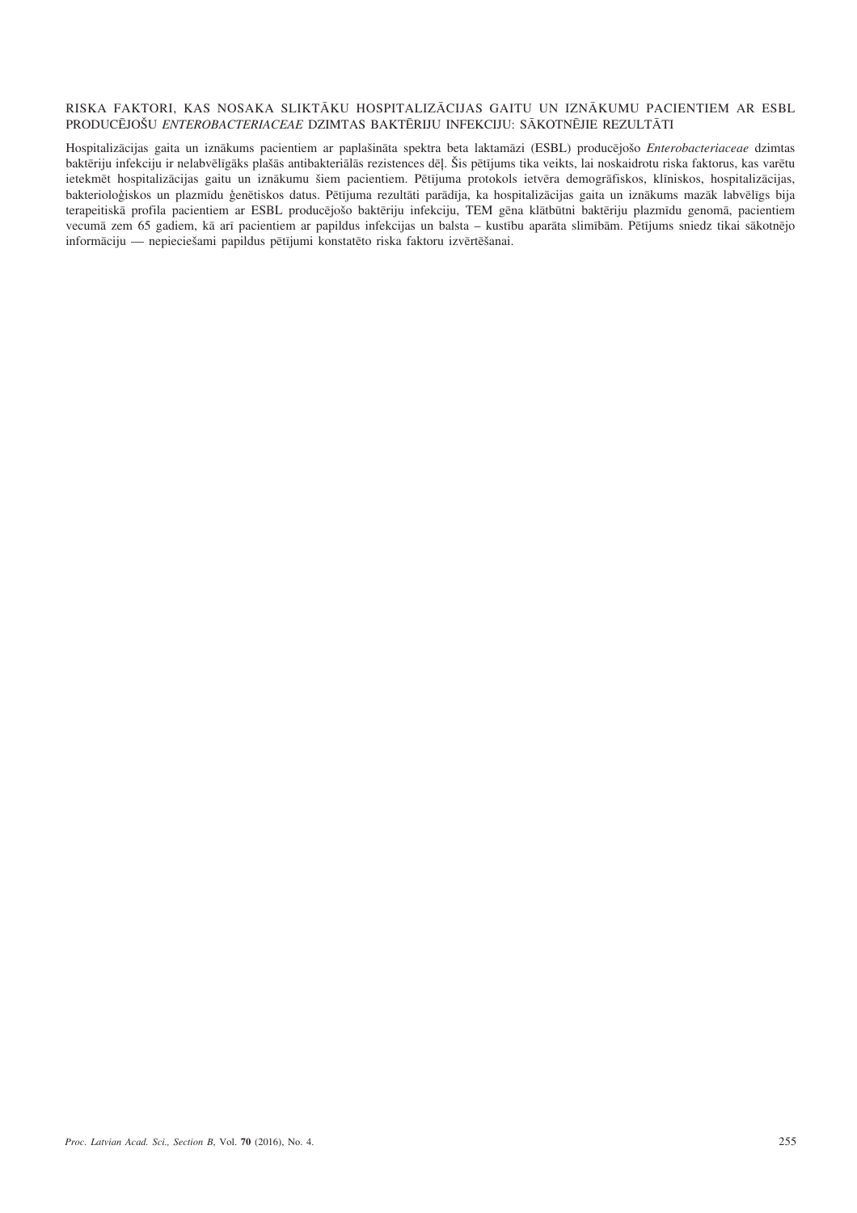## RISKA FAKTORI, KAS NOSAKA SLIKTĀKU HOSPITALIZĀCIJAS GAITU UN IZNĀKUMU PACIENTIEM AR ESBL PRODUCĒJOŠU *ENTEROBACTERIACEAE* DZIMTAS BAKTĒRIJU INFEKCIJU: SĀKOTNĒJIE REZULTĀTI

Hospitalizācijas gaita un iznākums pacientiem ar paplašināta spektra beta laktamāzi (ESBL) producējošo *Enterobacteriaceae* dzimtas baktēriju infekciju ir nelabvēlīgāks plašās antibakteriālās rezistences dēļ. Šis pētījums tika veikts, lai noskaidrotu riska faktorus, kas varētu ietekmēt hospitalizācijas gaitu un iznākumu šiem pacientiem. Pētījuma protokols ietvēra demogrāfiskos, klīniskos, hospitalizācijas, bakterioloģiskos un plazmīdu ģenētiskos datus. Pētījuma rezultāti parādīja, ka hospitalizācijas gaita un iznākums mazāk labvēlīgs bija terapeitiskā profila pacientiem ar ESBL producējošo baktēriju infekciju, TEM gēna klātbūtni baktēriju plazmīdu genomā, pacientiem vecumā zem 65 gadiem, kā arī pacientiem ar papildus infekcijas un balsta – kustību aparāta slimībām. Pētījums sniedz tikai sākotnējo informāciju — nepieciešami papildus pētījumi konstatēto riska faktoru izvērtēšanai.